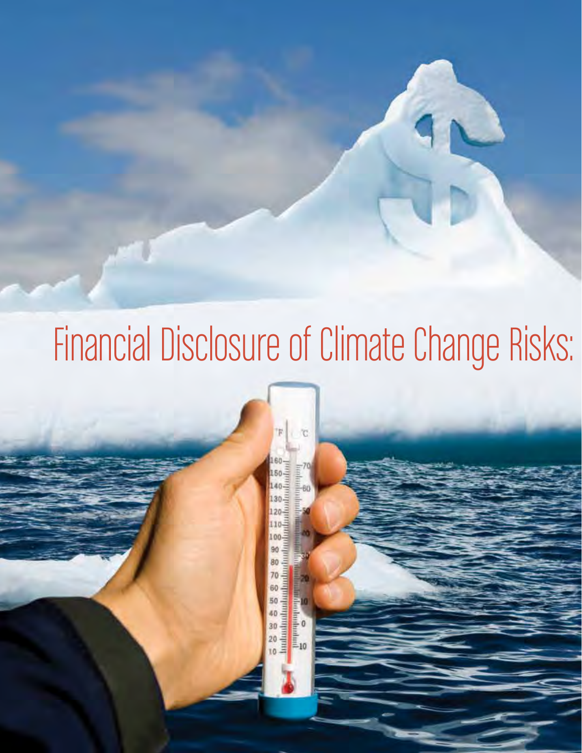# Financial Disclosure of Climate Change Risks: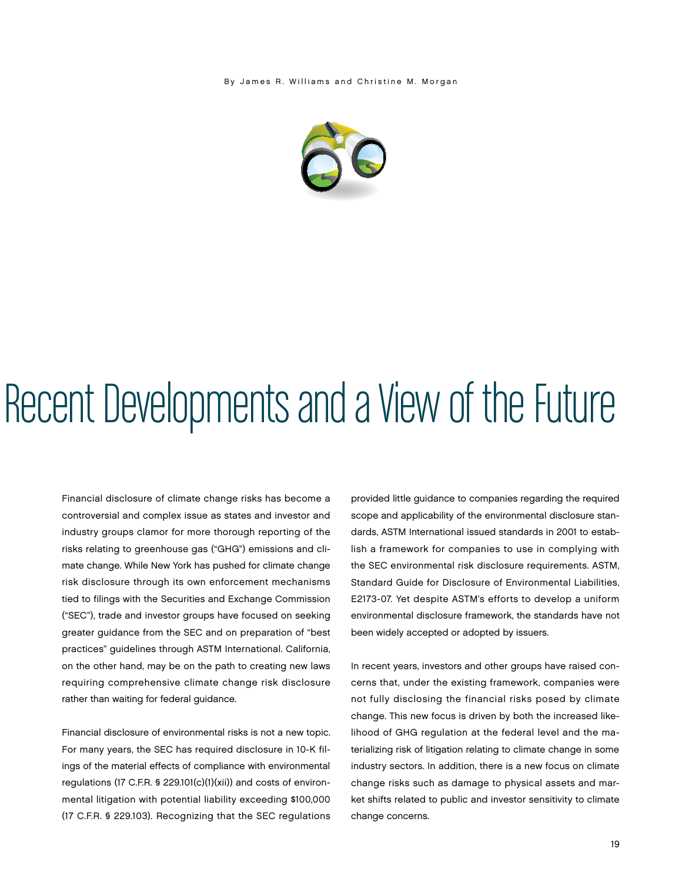By James R. Williams and Christine M. Morgan

# Recent Developments and a View of the Future

Financial disclosure of climate change risks has become a controversial and complex issue as states and investor and industry groups clamor for more thorough reporting of the risks relating to greenhouse gas ("GHG") emissions and climate change. While New York has pushed for climate change risk disclosure through its own enforcement mechanisms tied to filings with the Securities and Exchange Commission ("SEC"), trade and investor groups have focused on seeking greater guidance from the SEC and on preparation of "best practices" guidelines through ASTM International. California, on the other hand, may be on the path to creating new laws requiring comprehensive climate change risk disclosure rather than waiting for federal guidance.

Financial disclosure of environmental risks is not a new topic. For many years, the SEC has required disclosure in 10-K filings of the material effects of compliance with environmental regulations (17 C.F.R. § 229.101(c)(1)(xii)) and costs of environmental litigation with potential liability exceeding $100,000 (17 C.F.R. § 229.103). Recognizing that the SEC regulations provided little guidance to companies regarding the required scope and applicability of the environmental disclosure standards, ASTM International issued standards in 2001 to establish a framework for companies to use in complying with the SEC environmental risk disclosure requirements. ASTM, Standard Guide for Disclosure of Environmental Liabilities, E2173-07. Yet despite ASTM's efforts to develop a uniform environmental disclosure framework, the standards have not been widely accepted or adopted by issuers.

In recent years, investors and other groups have raised concerns that, under the existing framework, companies were not fully disclosing the financial risks posed by climate change. This new focus is driven by both the increased likelihood of GHG regulation at the federal level and the materializing risk of litigation relating to climate change in some industry sectors. In addition, there is a new focus on climate change risks such as damage to physical assets and market shifts related to public and investor sensitivity to climate change concerns.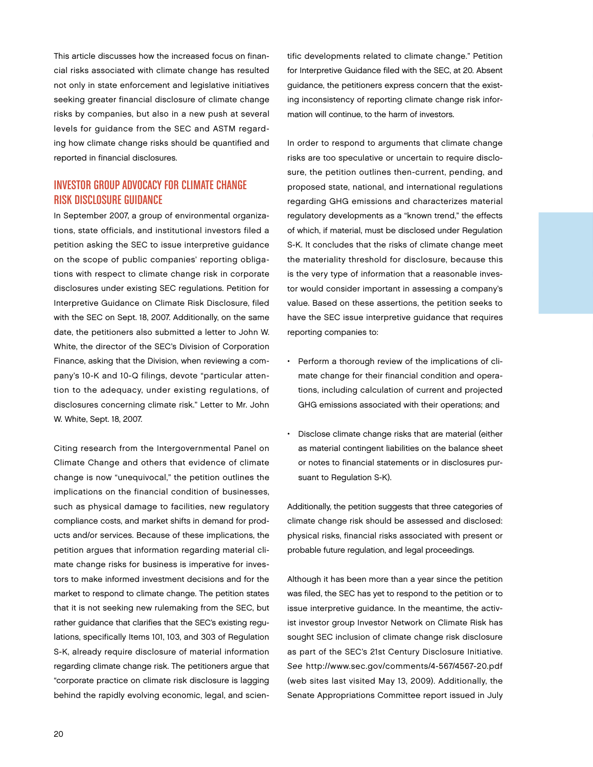This article discusses how the increased focus on financial risks associated with climate change has resulted not only in state enforcement and legislative initiatives seeking greater financial disclosure of climate change risks by companies, but also in a new push at several levels for guidance from the SEC and ASTM regarding how climate change risks should be quantified and reported in financial disclosures.

## INVESTOR GROUP ADVOCACY FOR CLIMATE CHANGE RISK DISCLOSURE GUIDANCE

In September 2007, a group of environmental organizations, state officials, and institutional investors filed a petition asking the SEC to issue interpretive guidance on the scope of public companies' reporting obligations with respect to climate change risk in corporate disclosures under existing SEC regulations. Petition for Interpretive Guidance on Climate Risk Disclosure, filed with the SEC on Sept. 18, 2007. Additionally, on the same date, the petitioners also submitted a letter to John W. White, the director of the SEC's Division of Corporation Finance, asking that the Division, when reviewing a company's 10-K and 10-Q filings, devote "particular attention to the adequacy, under existing regulations, of disclosures concerning climate risk." Letter to Mr. John W. White, Sept. 18, 2007.

Citing research from the Intergovernmental Panel on Climate Change and others that evidence of climate change is now "unequivocal," the petition outlines the implications on the financial condition of businesses, such as physical damage to facilities, new regulatory compliance costs, and market shifts in demand for products and/or services. Because of these implications, the petition argues that information regarding material climate change risks for business is imperative for investors to make informed investment decisions and for the market to respond to climate change. The petition states that it is not seeking new rulemaking from the SEC, but rather guidance that clarifies that the SEC's existing regulations, specifically Items 101, 103, and 303 of Regulation S-K, already require disclosure of material information regarding climate change risk. The petitioners argue that "corporate practice on climate risk disclosure is lagging behind the rapidly evolving economic, legal, and scientific developments related to climate change." Petition for Interpretive Guidance filed with the SEC, at 20. Absent guidance, the petitioners express concern that the existing inconsistency of reporting climate change risk information will continue, to the harm of investors.

In order to respond to arguments that climate change risks are too speculative or uncertain to require disclosure, the petition outlines then-current, pending, and proposed state, national, and international regulations regarding GHG emissions and characterizes material regulatory developments as a "known trend," the effects of which, if material, must be disclosed under Regulation S-K. It concludes that the risks of climate change meet the materiality threshold for disclosure, because this is the very type of information that a reasonable investor would consider important in assessing a company's value. Based on these assertions, the petition seeks to have the SEC issue interpretive guidance that requires reporting companies to:

- Perform a thorough review of the implications of climate change for their financial condition and operations, including calculation of current and projected GHG emissions associated with their operations; and
- Disclose climate change risks that are material (either as material contingent liabilities on the balance sheet or notes to financial statements or in disclosures pursuant to Regulation S-K).

Additionally, the petition suggests that three categories of climate change risk should be assessed and disclosed: physical risks, financial risks associated with present or probable future regulation, and legal proceedings.

Although it has been more than a year since the petition was filed, the SEC has yet to respond to the petition or to issue interpretive guidance. In the meantime, the activist investor group Investor Network on Climate Risk has sought SEC inclusion of climate change risk disclosure as part of the SEC's 21st Century Disclosure Initiative. *See* http://www.sec.gov/comments/4-567/4567-20.pdf (web sites last visited May 13, 2009). Additionally, the Senate Appropriations Committee report issued in July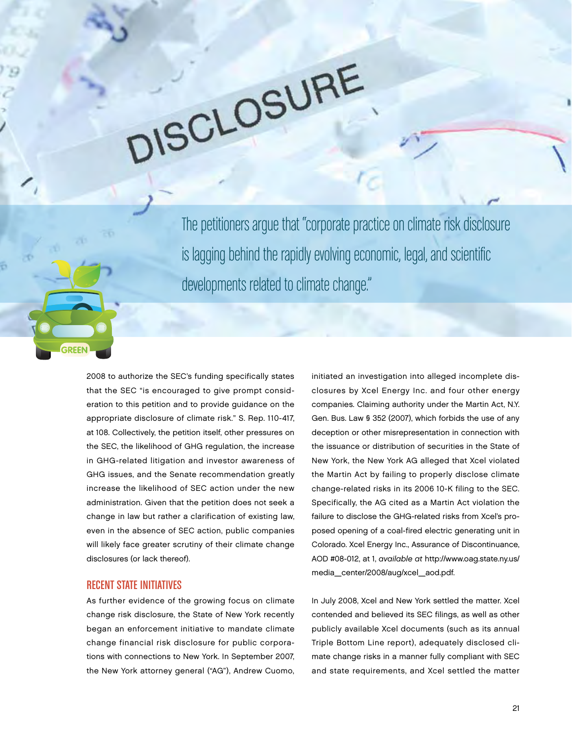The petitioners argue that "corporate practice on climate risk disclosure is lagging behind the rapidly evolving economic, legal, and scientific developments related to climate change."

2008 to authorize the SEC's funding specifically states that the SEC "is encouraged to give prompt consideration to this petition and to provide guidance on the appropriate disclosure of climate risk." S. Rep. 110-417, at 108. Collectively, the petition itself, other pressures on the SEC, the likelihood of GHG regulation, the increase in GHG-related litigation and investor awareness of GHG issues, and the Senate recommendation greatly increase the likelihood of SEC action under the new administration. Given that the petition does not seek a change in law but rather a clarification of existing law, even in the absence of SEC action, public companies will likely face greater scrutiny of their climate change disclosures (or lack thereof).

## RECENT STATE INITIATIVES

As further evidence of the growing focus on climate change risk disclosure, the State of New York recently began an enforcement initiative to mandate climate change financial risk disclosure for public corporations with connections to New York. In September 2007, the New York attorney general ("AG"), Andrew Cuomo, initiated an investigation into alleged incomplete disclosures by Xcel Energy Inc. and four other energy companies. Claiming authority under the Martin Act, N.Y. Gen. Bus. Law § 352 (2007), which forbids the use of any deception or other misrepresentation in connection with the issuance or distribution of securities in the State of New York, the New York AG alleged that Xcel violated the Martin Act by failing to properly disclose climate change-related risks in its 2006 10-K filing to the SEC. Specifically, the AG cited as a Martin Act violation the failure to disclose the GHG-related risks from Xcel's proposed opening of a coal-fired electric generating unit in Colorado. Xcel Energy Inc., Assurance of Discontinuance, AOD #08-012, at 1, *available at* http://www.oag.state.ny.us/media_center/2008/aug/xcel_aod.pdf.

In July 2008, Xcel and New York settled the matter. Xcel contended and believed its SEC filings, as well as other publicly available Xcel documents (such as its annual Triple Bottom Line report), adequately disclosed climate change risks in a manner fully compliant with SEC and state requirements, and Xcel settled the matter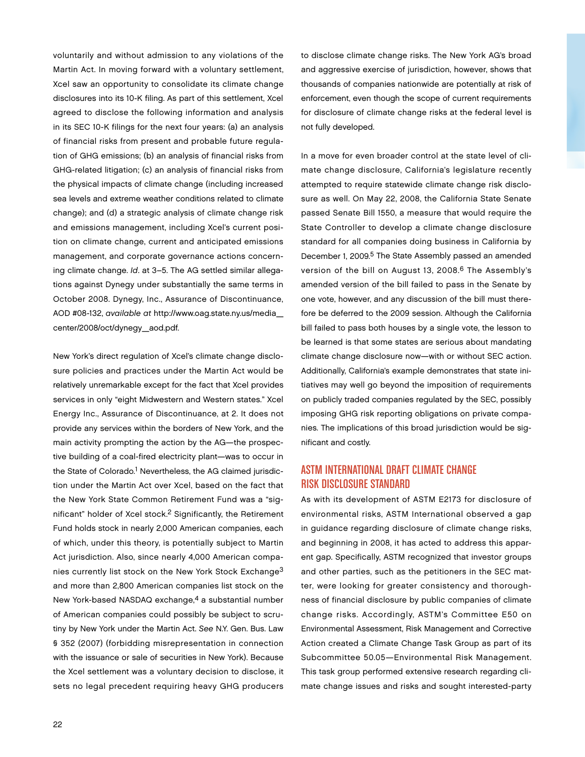voluntarily and without admission to any violations of the Martin Act. In moving forward with a voluntary settlement, Xcel saw an opportunity to consolidate its climate change disclosures into its 10-K filing. As part of this settlement, Xcel agreed to disclose the following information and analysis in its SEC 10-K filings for the next four years: (a) an analysis of financial risks from present and probable future regulation of GHG emissions; (b) an analysis of financial risks from GHG-related litigation; (c) an analysis of financial risks from the physical impacts of climate change (including increased sea levels and extreme weather conditions related to climate change); and (d) a strategic analysis of climate change risk and emissions management, including Xcel's current position on climate change, current and anticipated emissions management, and corporate governance actions concerning climate change. *Id*. at 3–5. The AG settled similar allegations against Dynegy under substantially the same terms in October 2008. Dynegy, Inc., Assurance of Discontinuance, AOD #08-132, *available at* http://www.oag.state.ny.us/media_center/2008/oct/dynegy_aod.pdf.

New York's direct regulation of Xcel's climate change disclosure policies and practices under the Martin Act would be relatively unremarkable except for the fact that Xcel provides services in only "eight Midwestern and Western states." Xcel Energy Inc., Assurance of Discontinuance, at 2. It does not provide any services within the borders of New York, and the main activity prompting the action by the AG—the prospective building of a coal-fired electricity plant—was to occur in the State of Colorado.[1] Nevertheless, the AG claimed jurisdiction under the Martin Act over Xcel, based on the fact that the New York State Common Retirement Fund was a "significant" holder of Xcel stock.[2] Significantly, the Retirement Fund holds stock in nearly 2,000 American companies, each of which, under this theory, is potentially subject to Martin Act jurisdiction. Also, since nearly 4,000 American companies currently list stock on the New York Stock Exchange[3] and more than 2,800 American companies list stock on the New York-based NASDAQ exchange,[4] a substantial number of American companies could possibly be subject to scrutiny by New York under the Martin Act. *See* N.Y. Gen. Bus. Law § 352 (2007) (forbidding misrepresentation in connection with the issuance or sale of securities in New York). Because the Xcel settlement was a voluntary decision to disclose, it sets no legal precedent requiring heavy GHG producers to disclose climate change risks. The New York AG's broad and aggressive exercise of jurisdiction, however, shows that thousands of companies nationwide are potentially at risk of enforcement, even though the scope of current requirements for disclosure of climate change risks at the federal level is not fully developed.

In a move for even broader control at the state level of climate change disclosure, California's legislature recently attempted to require statewide climate change risk disclosure as well. On May 22, 2008, the California State Senate passed Senate Bill 1550, a measure that would require the State Controller to develop a climate change disclosure standard for all companies doing business in California by December 1, 2009.[5] The State Assembly passed an amended version of the bill on August 13, 2008.[6] The Assembly's amended version of the bill failed to pass in the Senate by one vote, however, and any discussion of the bill must therefore be deferred to the 2009 session. Although the California bill failed to pass both houses by a single vote, the lesson to be learned is that some states are serious about mandating climate change disclosure now—with or without SEC action. Additionally, California's example demonstrates that state initiatives may well go beyond the imposition of requirements on publicly traded companies regulated by the SEC, possibly imposing GHG risk reporting obligations on private companies. The implications of this broad jurisdiction would be significant and costly.

## ASTM INTERNATIONAL DRAFT CLIMATE CHANGE RISK DISCLOSURE STANDARD

As with its development of ASTM E2173 for disclosure of environmental risks, ASTM International observed a gap in guidance regarding disclosure of climate change risks, and beginning in 2008, it has acted to address this apparent gap. Specifically, ASTM recognized that investor groups and other parties, such as the petitioners in the SEC matter, were looking for greater consistency and thoroughness of financial disclosure by public companies of climate change risks. Accordingly, ASTM's Committee E50 on Environmental Assessment, Risk Management and Corrective Action created a Climate Change Task Group as part of its Subcommittee 50.05—Environmental Risk Management. This task group performed extensive research regarding climate change issues and risks and sought interested-party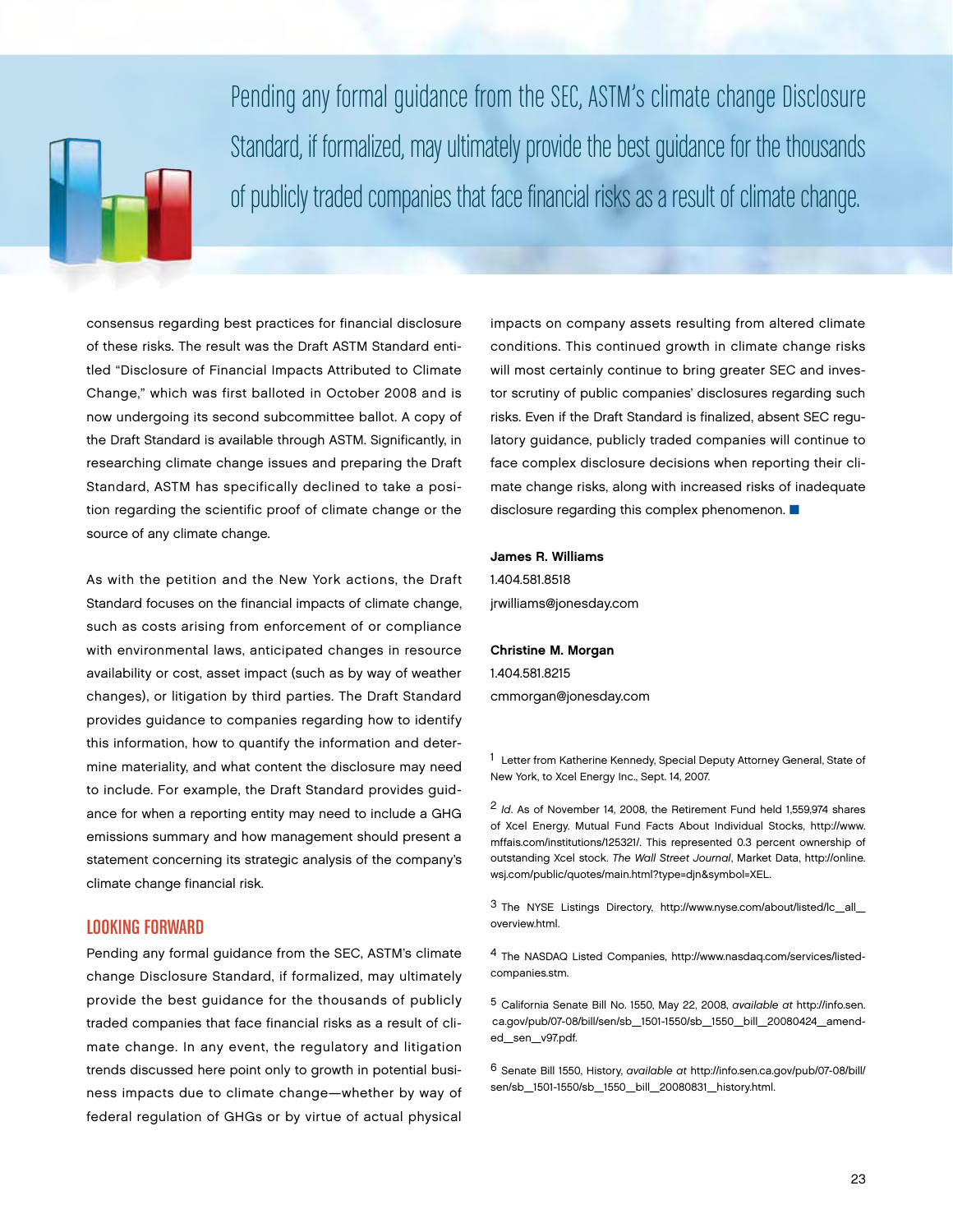Pending any formal guidance from the SEC, ASTM's climate change Disclosure Standard, if formalized, may ultimately provide the best guidance for the thousands of publicly traded companies that face financial risks as a result of climate change.

consensus regarding best practices for financial disclosure of these risks. The result was the Draft ASTM Standard entitled "Disclosure of Financial Impacts Attributed to Climate Change," which was first balloted in October 2008 and is now undergoing its second subcommittee ballot. A copy of the Draft Standard is available through ASTM. Significantly, in researching climate change issues and preparing the Draft Standard, ASTM has specifically declined to take a position regarding the scientific proof of climate change or the source of any climate change.

As with the petition and the New York actions, the Draft Standard focuses on the financial impacts of climate change, such as costs arising from enforcement of or compliance with environmental laws, anticipated changes in resource availability or cost, asset impact (such as by way of weather changes), or litigation by third parties. The Draft Standard provides guidance to companies regarding how to identify this information, how to quantify the information and determine materiality, and what content the disclosure may need to include. For example, the Draft Standard provides guidance for when a reporting entity may need to include a GHG emissions summary and how management should present a statement concerning its strategic analysis of the company's climate change financial risk.

## LOOKING FORWARD

Pending any formal guidance from the SEC, ASTM's climate change Disclosure Standard, if formalized, may ultimately provide the best guidance for the thousands of publicly traded companies that face financial risks as a result of climate change. In any event, the regulatory and litigation trends discussed here point only to growth in potential business impacts due to climate change—whether by way of federal regulation of GHGs or by virtue of actual physical impacts on company assets resulting from altered climate conditions. This continued growth in climate change risks will most certainly continue to bring greater SEC and investor scrutiny of public companies' disclosures regarding such risks. Even if the Draft Standard is finalized, absent SEC regulatory guidance, publicly traded companies will continue to face complex disclosure decisions when reporting their climate change risks, along with increased risks of inadequate disclosure regarding this complex phenomenon. ■

**James R. Williams**
1.404.581.8518
jrwilliams@jonesday.com

**Christine M. Morgan**
1.404.581.8215
cmmorgan@jonesday.com

[1] Letter from Katherine Kennedy, Special Deputy Attorney General, State of New York, to Xcel Energy Inc., Sept. 14, 2007.

[2] *Id*. As of November 14, 2008, the Retirement Fund held 1,559,974 shares of Xcel Energy. Mutual Fund Facts About Individual Stocks, http://www.mffais.com/institutions/125321/. This represented 0.3 percent ownership of outstanding Xcel stock. *The Wall Street Journal*, Market Data, http://online.wsj.com/public/quotes/main.html?type=djn&symbol=XEL.

[3] The NYSE Listings Directory, http://www.nyse.com/about/listed/lc_all_overview.html.

[4] The NASDAQ Listed Companies, http://www.nasdaq.com/services/listed-companies.stm.

[5] California Senate Bill No. 1550, May 22, 2008, *available at* http://info.sen.ca.gov/pub/07-08/bill/sen/sb_1501-1550/sb_1550_bill_20080424_amended_sen_v97.pdf.

[6] Senate Bill 1550, History, *available at* http://info.sen.ca.gov/pub/07-08/bill/sen/sb_1501-1550/sb_1550_bill_20080831_history.html.